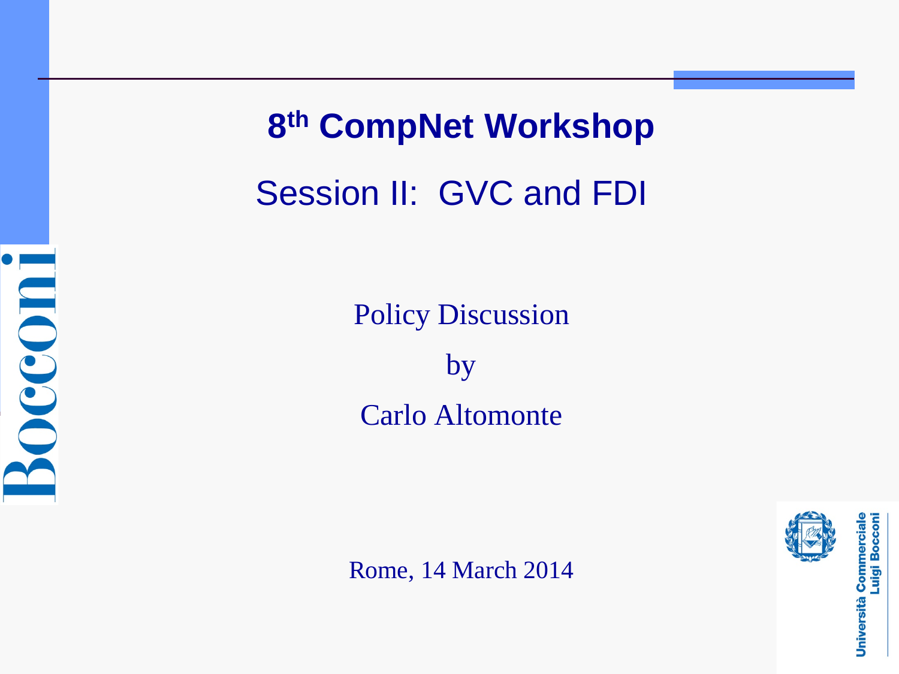# 8th CompNet Workshop

## Session II: GVC and FDI

Policy Discussion

by

Carlo Altomonte

Rome, 14 March 2014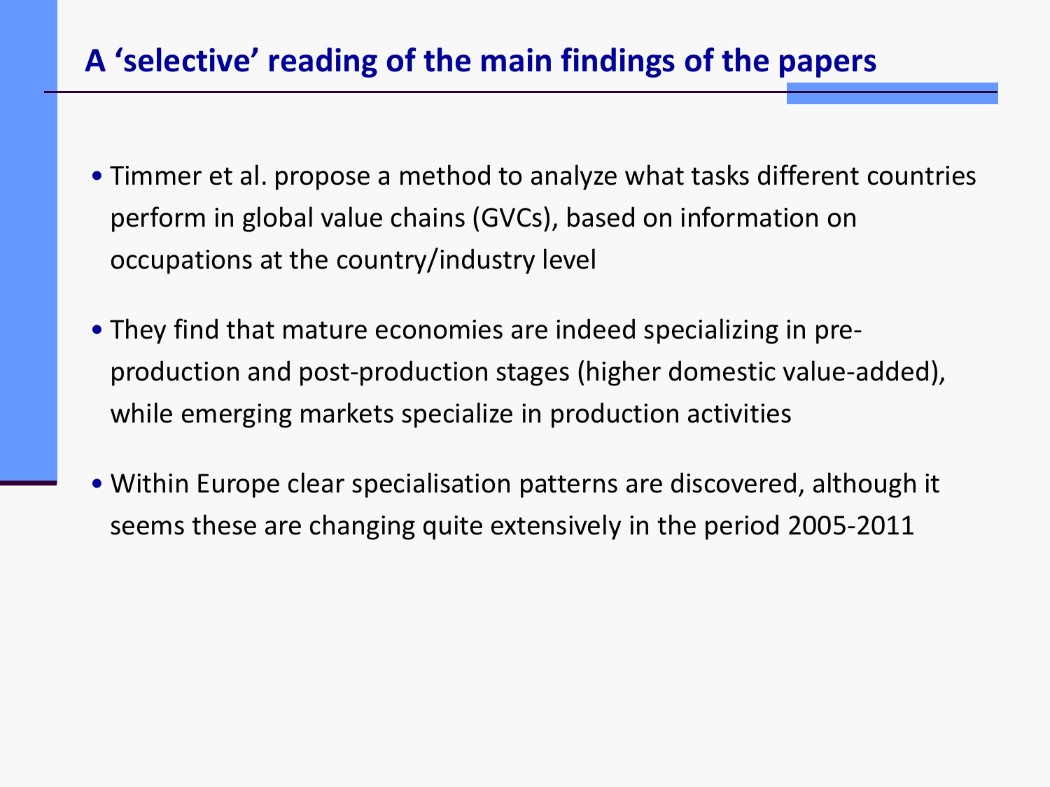# A 'selective' reading of the main findings of the papers

- Timmer et al. propose a method to analyze what tasks different countries perform in global value chains (GVCs), based on information on occupations at the country/industry level
- They find that mature economies are indeed specializing in pre-production and post-production stages (higher domestic value-added), while emerging markets specialize in production activities
- Within Europe clear specialisation patterns are discovered, although it seems these are changing quite extensively in the period 2005-2011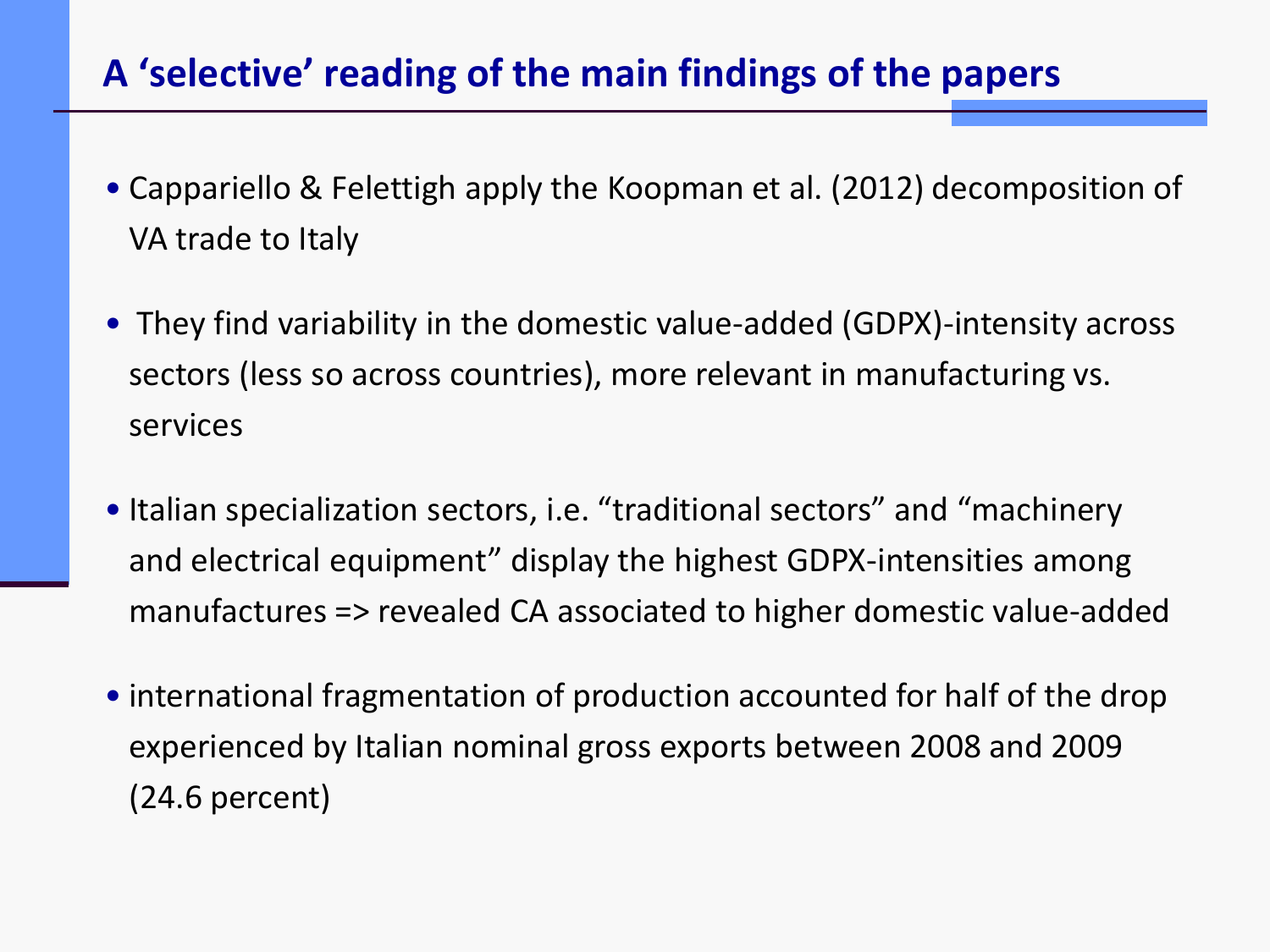## A ‘selective’ reading of the main findings of the papers

- Cappariello & Felettigh apply the Koopman et al. (2012) decomposition of VA trade to Italy
- They find variability in the domestic value-added (GDPX)-intensity across sectors (less so across countries), more relevant in manufacturing vs. services
- Italian specialization sectors, i.e. “traditional sectors” and “machinery and electrical equipment” display the highest GDPX-intensities among manufactures => revealed CA associated to higher domestic value-added
- international fragmentation of production accounted for half of the drop experienced by Italian nominal gross exports between 2008 and 2009 (24.6 percent)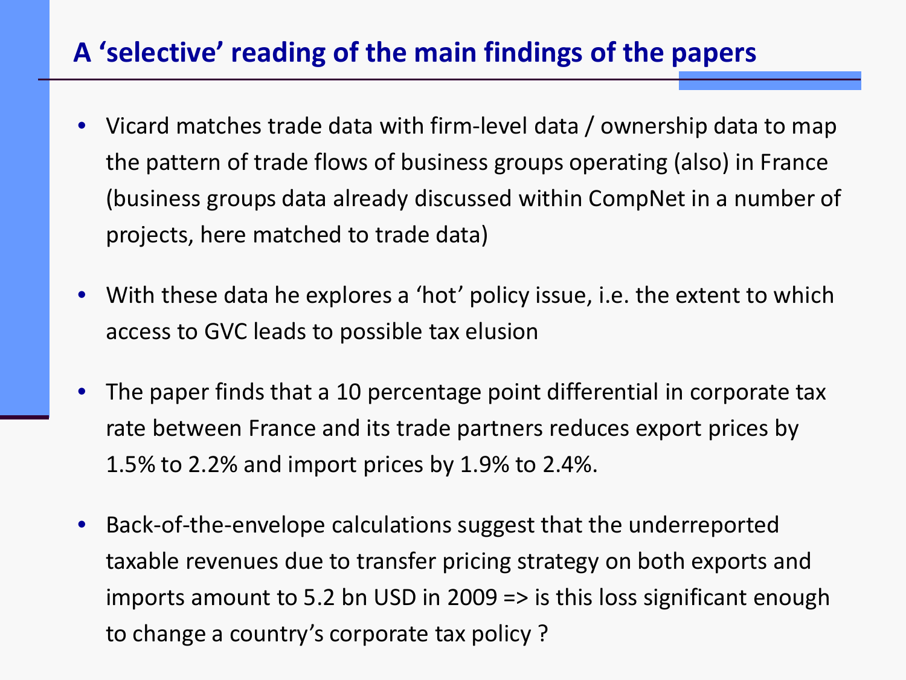# A 'selective' reading of the main findings of the papers

- Vicard matches trade data with firm-level data / ownership data to map the pattern of trade flows of business groups operating (also) in France (business groups data already discussed within CompNet in a number of projects, here matched to trade data)

- With these data he explores a 'hot' policy issue, i.e. the extent to which access to GVC leads to possible tax elusion

- The paper finds that a 10 percentage point differential in corporate tax rate between France and its trade partners reduces export prices by 1.5% to 2.2% and import prices by 1.9% to 2.4%.

- Back-of-the-envelope calculations suggest that the underreported taxable revenues due to transfer pricing strategy on both exports and imports amount to 5.2 bn USD in 2009 => is this loss significant enough to change a country's corporate tax policy ?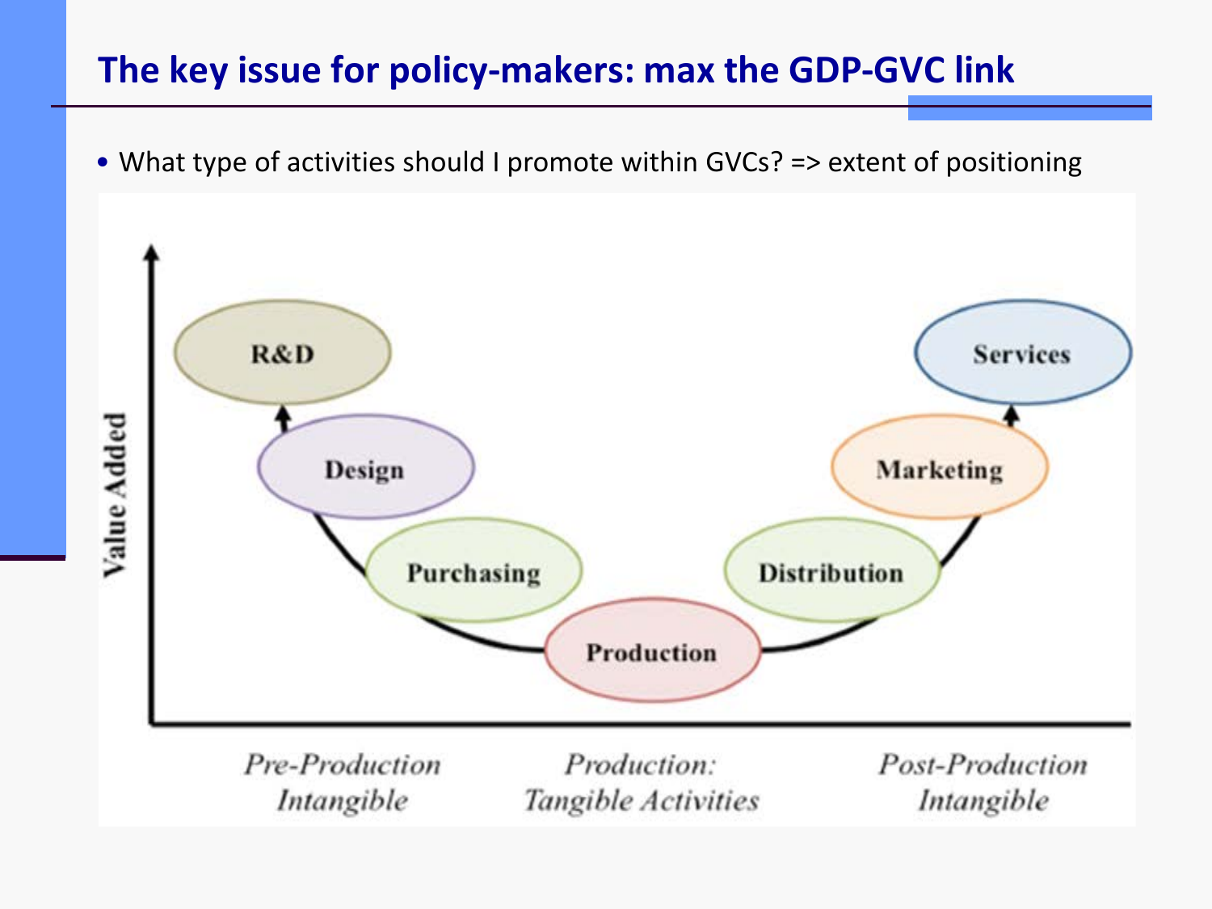## The key issue for policy-makers: max the GDP-GVC link

- What type of activities should I promote within GVCs? => extent of positioning

Value Added

R&D

Design

Purchasing

Production

Distribution

Marketing

Services

*Pre-Production Intangible*

*Production: Tangible Activities*

*Post-Production Intangible*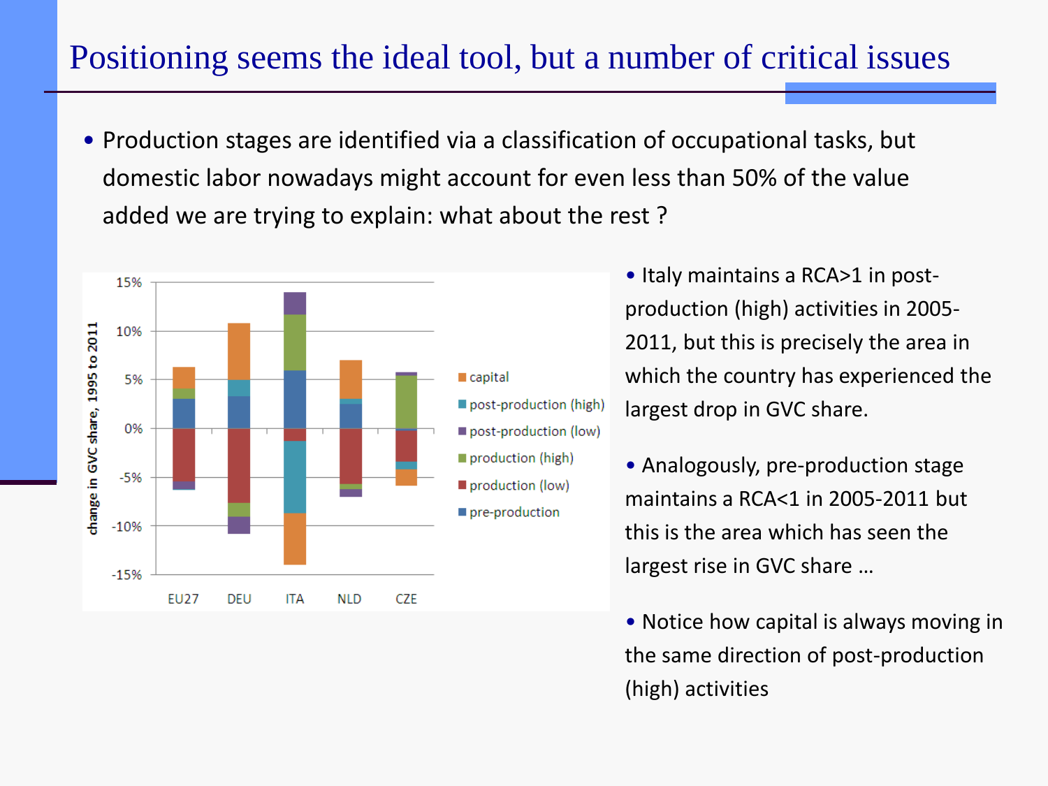# Positioning seems the ideal tool, but a number of critical issues

- Production stages are identified via a classification of occupational tasks, but domestic labor nowadays might account for even less than 50% of the value added we are trying to explain: what about the rest ?

- Italy maintains a RCA>1 in post-production (high) activities in 2005-2011, but this is precisely the area in which the country has experienced the largest drop in GVC share.

- Analogously, pre-production stage maintains a RCA<1 in 2005-2011 but this is the area which has seen the largest rise in GVC share …

- Notice how capital is always moving in the same direction of post-production (high) activities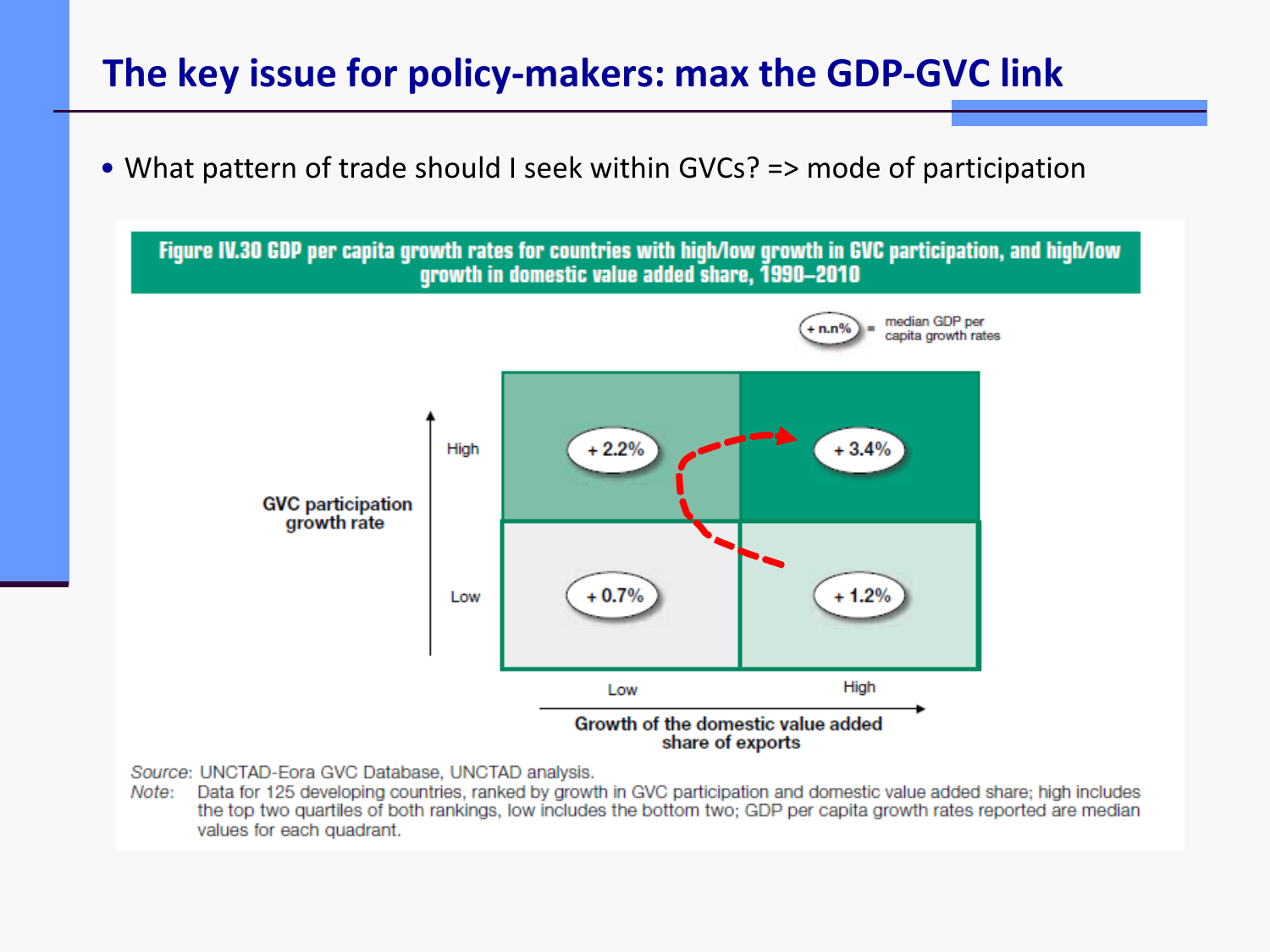# The key issue for policy-makers: max the GDP-GVC link

- What pattern of trade should I seek within GVCs? => mode of participation

**Figure IV.30 GDP per capita growth rates for countries with high/low growth in GVC participation, and high/low growth in domestic value added share, 1990–2010**

(+ n.n% = median GDP per capita growth rates)

| GVC participation growth rate | Growth of the domestic value added share of exports: Low | Growth of the domestic value added share of exports: High |
|---|---|---|
| High | + 2.2% | + 3.4% |
| Low | + 0.7% | + 1.2% |

*Source:* UNCTAD-Eora GVC Database, UNCTAD analysis.

*Note:* Data for 125 developing countries, ranked by growth in GVC participation and domestic value added share; high includes the top two quartiles of both rankings, low includes the bottom two; GDP per capita growth rates reported are median values for each quadrant.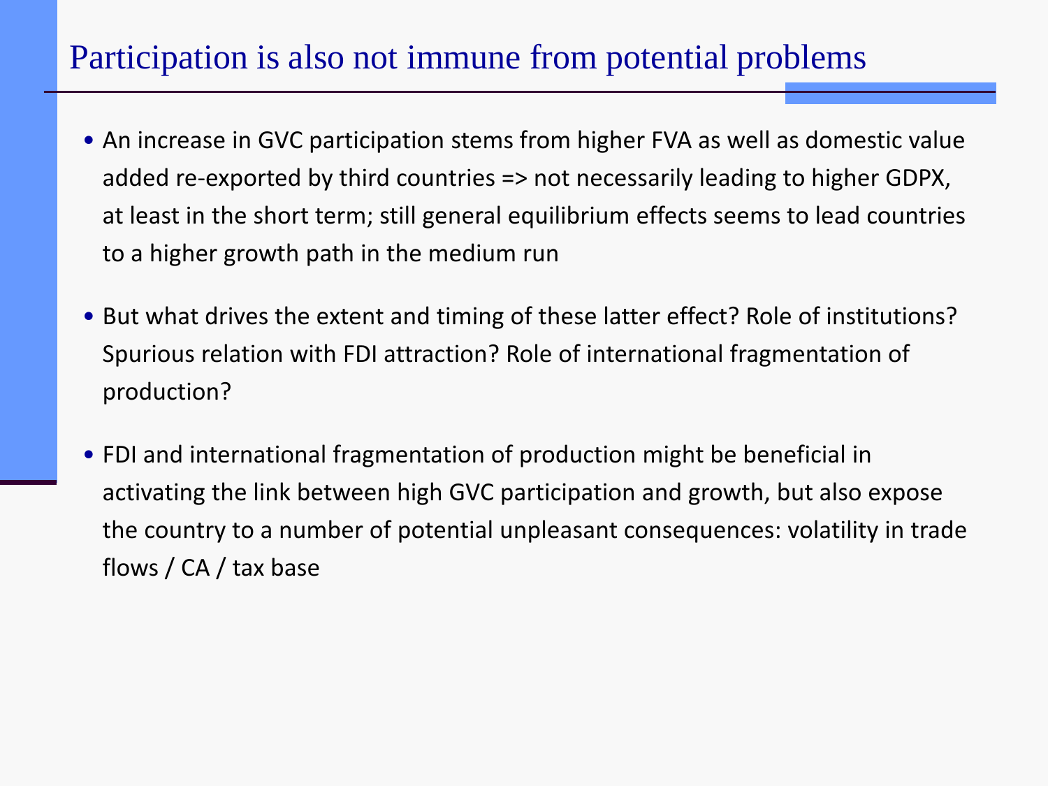# Participation is also not immune from potential problems

- An increase in GVC participation stems from higher FVA as well as domestic value added re-exported by third countries => not necessarily leading to higher GDPX, at least in the short term; still general equilibrium effects seems to lead countries to a higher growth path in the medium run

- But what drives the extent and timing of these latter effect? Role of institutions? Spurious relation with FDI attraction? Role of international fragmentation of production?

- FDI and international fragmentation of production might be beneficial in activating the link between high GVC participation and growth, but also expose the country to a number of potential unpleasant consequences: volatility in trade flows / CA / tax base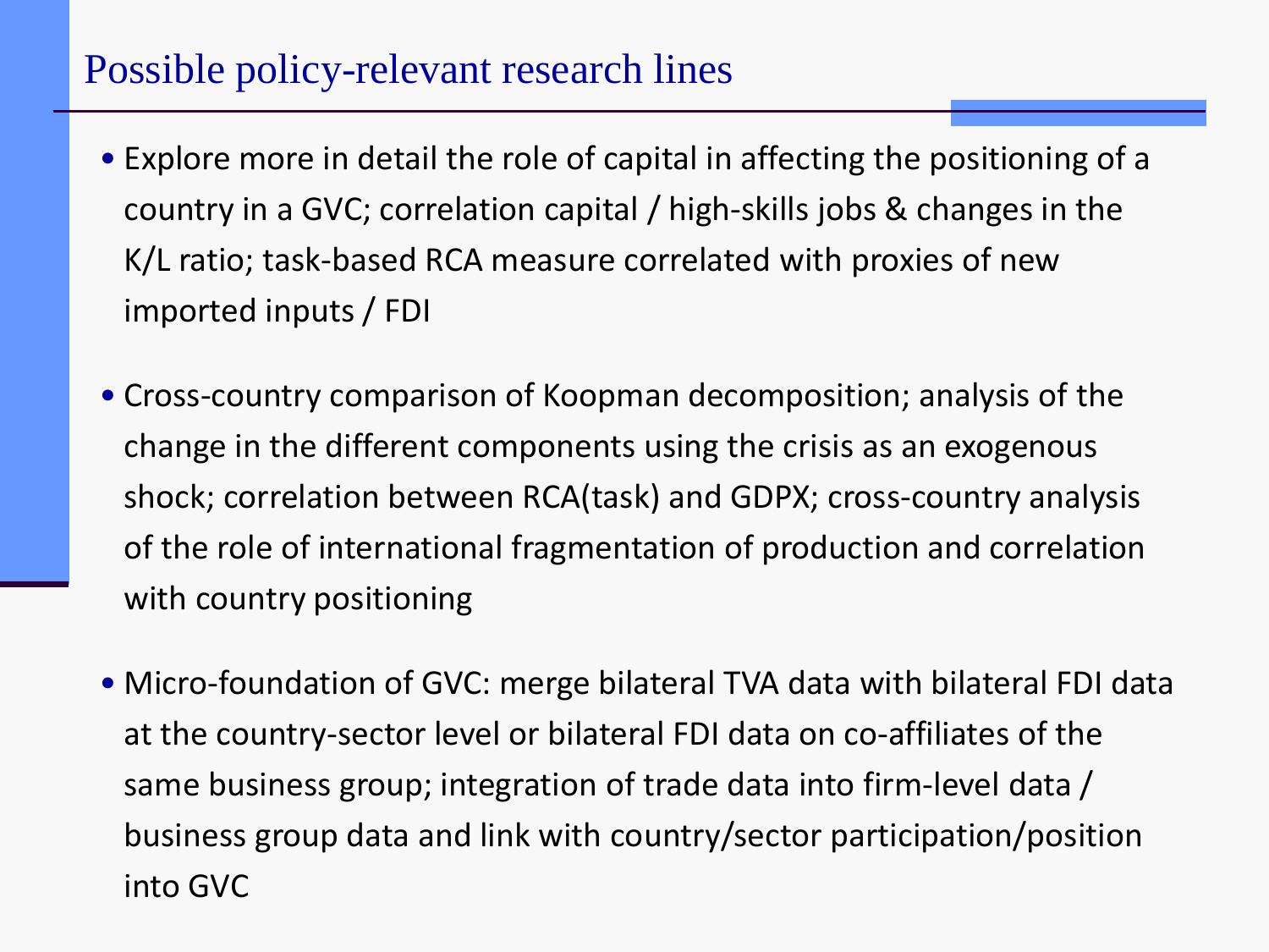# Possible policy-relevant research lines

- Explore more in detail the role of capital in affecting the positioning of a country in a GVC; correlation capital / high-skills jobs & changes in the K/L ratio; task-based RCA measure correlated with proxies of new imported inputs / FDI
- Cross-country comparison of Koopman decomposition; analysis of the change in the different components using the crisis as an exogenous shock; correlation between RCA(task) and GDPX; cross-country analysis of the role of international fragmentation of production and correlation with country positioning
- Micro-foundation of GVC: merge bilateral TVA data with bilateral FDI data at the country-sector level or bilateral FDI data on co-affiliates of the same business group; integration of trade data into firm-level data / business group data and link with country/sector participation/position into GVC